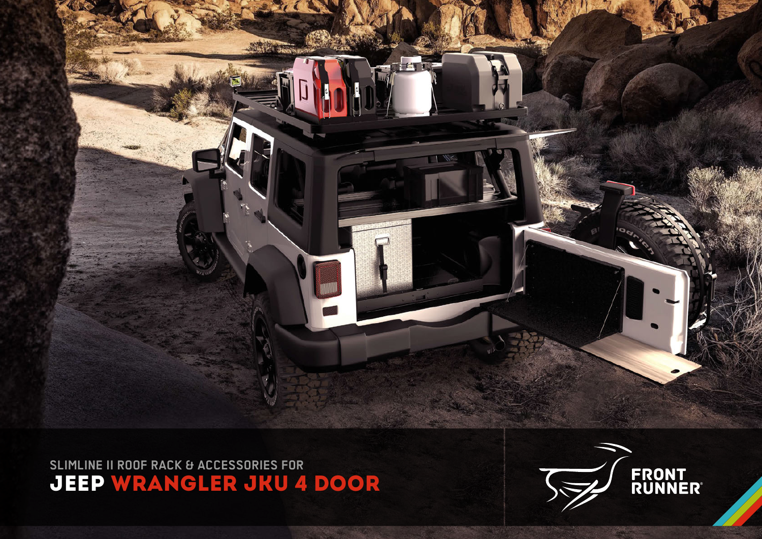SLIMLINE II ROOF RACK & ACCESSORIES FOR

# JEEP WRANGLER JKU 4 DOOR

FRONT RUNNER®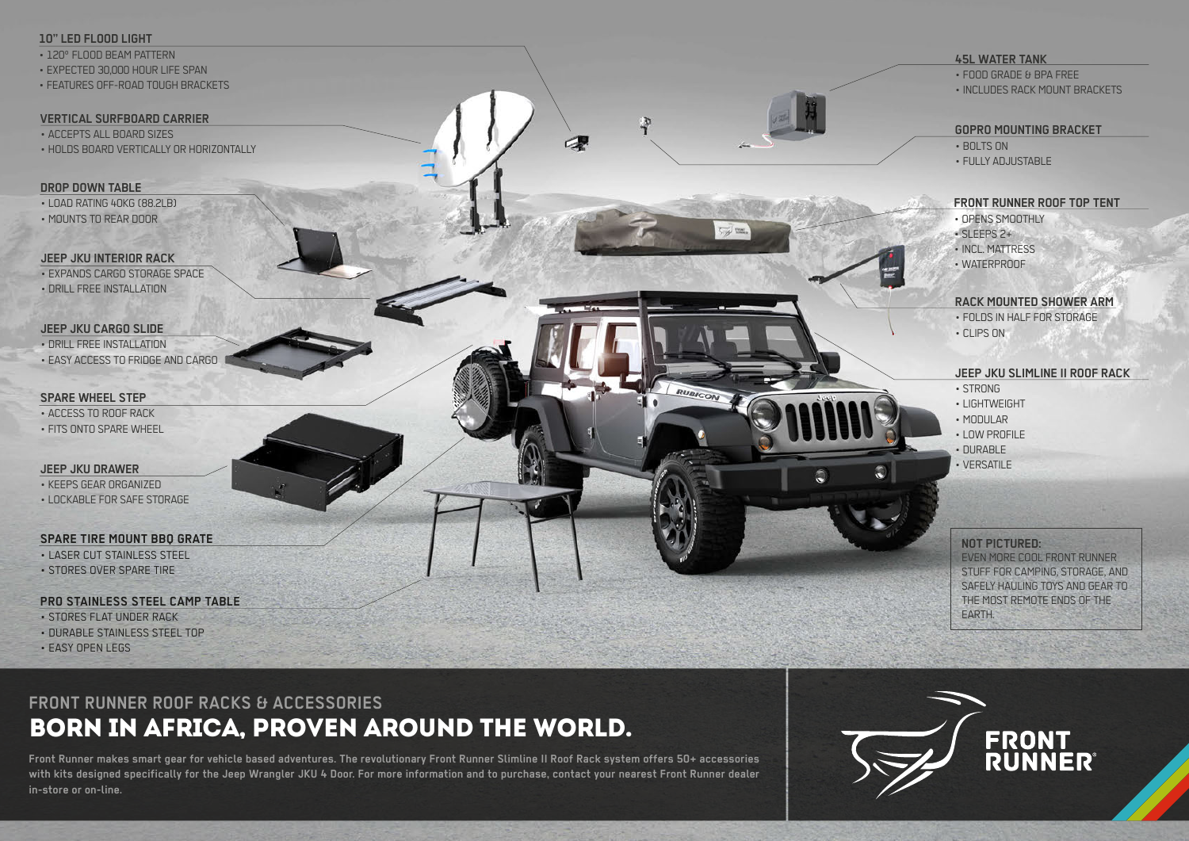### 10" LED FLOOD LIGHT
- 120° FLOOD BEAM PATTERN
- EXPECTED 30,000 HOUR LIFE SPAN
- FEATURES OFF-ROAD TOUGH BRACKETS

### VERTICAL SURFBOARD CARRIER
- ACCEPTS ALL BOARD SIZES
- HOLDS BOARD VERTICALLY OR HORIZONTALLY

### DROP DOWN TABLE
- LOAD RATING 40KG (88.2LB)
- MOUNTS TO REAR DOOR

### JEEP JKU INTERIOR RACK
- EXPANDS CARGO STORAGE SPACE
- DRILL FREE INSTALLATION

### JEEP JKU CARGO SLIDE
- DRILL FREE INSTALLATION
- EASY ACCESS TO FRIDGE AND CARGO

### SPARE WHEEL STEP
- ACCESS TO ROOF RACK
- FITS ONTO SPARE WHEEL

### JEEP JKU DRAWER
- KEEPS GEAR ORGANIZED
- LOCKABLE FOR SAFE STORAGE

### SPARE TIRE MOUNT BBQ GRATE
- LASER CUT STAINLESS STEEL
- STORES OVER SPARE TIRE

### PRO STAINLESS STEEL CAMP TABLE
- STORES FLAT UNDER RACK
- DURABLE STAINLESS STEEL TOP
- EASY OPEN LEGS

### 45L WATER TANK
- FOOD GRADE & BPA FREE
- INCLUDES RACK MOUNT BRACKETS

### GOPRO MOUNTING BRACKET
- BOLTS ON
- FULLY ADJUSTABLE

### FRONT RUNNER ROOF TOP TENT
- OPENS SMOOTHLY
- SLEEPS 2+
- INCL. MATTRESS
- WATERPROOF

### RACK MOUNTED SHOWER ARM
- FOLDS IN HALF FOR STORAGE
- CLIPS ON

### JEEP JKU SLIMLINE II ROOF RACK
- STRONG
- LIGHTWEIGHT
- MODULAR
- LOW PROFILE
- DURABLE
- VERSATILE

**NOT PICTURED:**
EVEN MORE COOL FRONT RUNNER STUFF FOR CAMPING, STORAGE, AND SAFELY HAULING TOYS AND GEAR TO THE MOST REMOTE ENDS OF THE EARTH.

## FRONT RUNNER ROOF RACKS & ACCESSORIES

# BORN IN AFRICA, PROVEN AROUND THE WORLD.

**Front Runner makes smart gear for vehicle based adventures. The revolutionary Front Runner Slimline II Roof Rack system offers 50+ accessories with kits designed specifically for the Jeep Wrangler JKU 4 Door. For more information and to purchase, contact your nearest Front Runner dealer in-store or on-line.**

FRONT RUNNER®